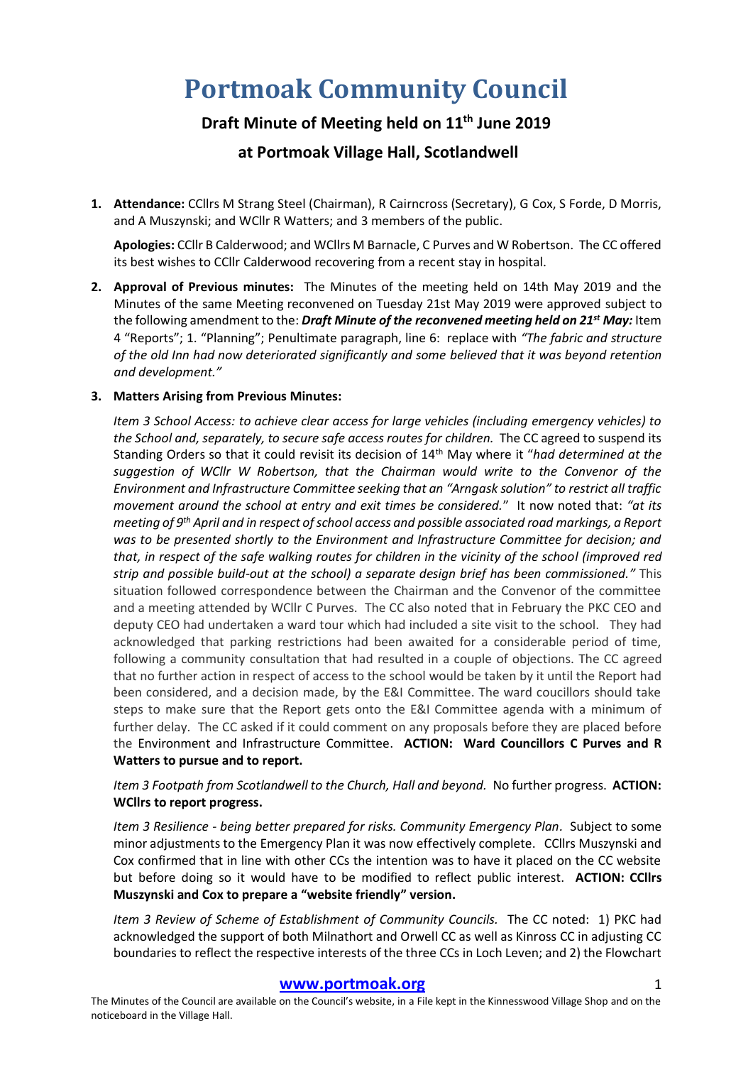# Portmoak Community Council

## Draft Minute of Meeting held on 11th June 2019

## at Portmoak Village Hall, Scotlandwell

1. **Attendance:** CCllrs M Strang Steel (Chairman), R Cairncross (Secretary), G Cox, S Forde, D Morris, and A Muszynski; and WCllr R Watters; and 3 members of the public.

   **Apologies:** CCllr B Calderwood; and WCllrs M Barnacle, C Purves and W Robertson. The CC offered its best wishes to CCllr Calderwood recovering from a recent stay in hospital.

2. **Approval of Previous minutes:** The Minutes of the meeting held on 14th May 2019 and the Minutes of the same Meeting reconvened on Tuesday 21st May 2019 were approved subject to the following amendment to the: ***Draft Minute of the reconvened meeting held on 21st May:*** Item 4 "Reports"; 1. "Planning"; Penultimate paragraph, line 6: replace with *"The fabric and structure of the old Inn had now deteriorated significantly and some believed that it was beyond retention and development."*

3. **Matters Arising from Previous Minutes:**

   *Item 3 School Access: to achieve clear access for large vehicles (including emergency vehicles) to the School and, separately, to secure safe access routes for children.* The CC agreed to suspend its Standing Orders so that it could revisit its decision of 14th May where it "*had determined at the suggestion of WCllr W Robertson, that the Chairman would write to the Convenor of the Environment and Infrastructure Committee seeking that an "Arngask solution" to restrict all traffic movement around the school at entry and exit times be considered.*" It now noted that: *"at its meeting of 9th April and in respect of school access and possible associated road markings, a Report was to be presented shortly to the Environment and Infrastructure Committee for decision; and that, in respect of the safe walking routes for children in the vicinity of the school (improved red strip and possible build-out at the school) a separate design brief has been commissioned."* This situation followed correspondence between the Chairman and the Convenor of the committee and a meeting attended by WCllr C Purves. The CC also noted that in February the PKC CEO and deputy CEO had undertaken a ward tour which had included a site visit to the school. They had acknowledged that parking restrictions had been awaited for a considerable period of time, following a community consultation that had resulted in a couple of objections. The CC agreed that no further action in respect of access to the school would be taken by it until the Report had been considered, and a decision made, by the E&I Committee. The ward coucillors should take steps to make sure that the Report gets onto the E&I Committee agenda with a minimum of further delay. The CC asked if it could comment on any proposals before they are placed before the Environment and Infrastructure Committee. **ACTION: Ward Councillors C Purves and R Watters to pursue and to report.**

   *Item 3 Footpath from Scotlandwell to the Church, Hall and beyond.* No further progress. **ACTION: WCllrs to report progress.**

   *Item 3 Resilience - being better prepared for risks. Community Emergency Plan*. Subject to some minor adjustments to the Emergency Plan it was now effectively complete. CCllrs Muszynski and Cox confirmed that in line with other CCs the intention was to have it placed on the CC website but before doing so it would have to be modified to reflect public interest. **ACTION: CCllrs Muszynski and Cox to prepare a "website friendly" version.**

   *Item 3 Review of Scheme of Establishment of Community Councils.* The CC noted: 1) PKC had acknowledged the support of both Milnathort and Orwell CC as well as Kinross CC in adjusting CC boundaries to reflect the respective interests of the three CCs in Loch Leven; and 2) the Flowchart

The Minutes of the Council are available on the Council's website, in a File kept in the Kinnesswood Village Shop and on the noticeboard in the Village Hall.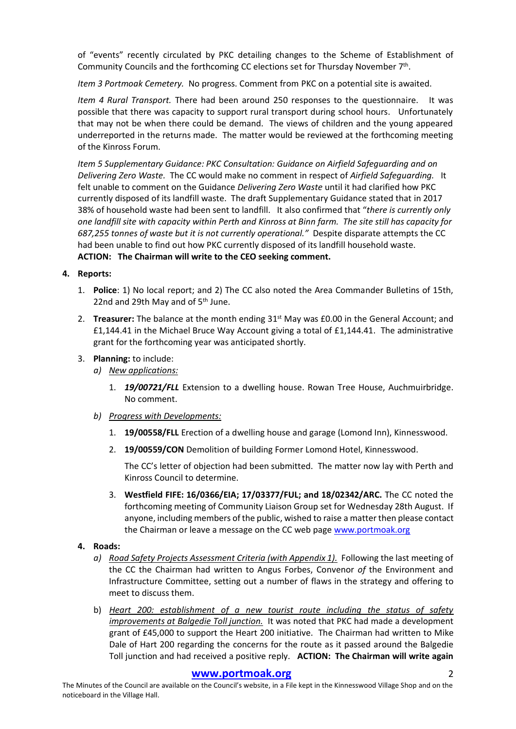of "events" recently circulated by PKC detailing changes to the Scheme of Establishment of Community Councils and the forthcoming CC elections set for Thursday November 7th.

*Item 3 Portmoak Cemetery.* No progress. Comment from PKC on a potential site is awaited.

*Item 4 Rural Transport.* There had been around 250 responses to the questionnaire. It was possible that there was capacity to support rural transport during school hours. Unfortunately that may not be when there could be demand. The views of children and the young appeared underreported in the returns made. The matter would be reviewed at the forthcoming meeting of the Kinross Forum.

*Item 5 Supplementary Guidance: PKC Consultation: Guidance on Airfield Safeguarding and on Delivering Zero Waste.* The CC would make no comment in respect of *Airfield Safeguarding.* It felt unable to comment on the Guidance *Delivering Zero Waste* until it had clarified how PKC currently disposed of its landfill waste. The draft Supplementary Guidance stated that in 2017 38% of household waste had been sent to landfill. It also confirmed that "*there is currently only one landfill site with capacity within Perth and Kinross at Binn farm. The site still has capacity for 687,255 tonnes of waste but it is not currently operational."* Despite disparate attempts the CC had been unable to find out how PKC currently disposed of its landfill household waste.
**ACTION: The Chairman will write to the CEO seeking comment.**

4. **Reports:**
   1. **Police**: 1) No local report; and 2) The CC also noted the Area Commander Bulletins of 15th, 22nd and 29th May and of 5th June.
   2. **Treasurer:** The balance at the month ending 31st May was £0.00 in the General Account; and £1,144.41 in the Michael Bruce Way Account giving a total of £1,144.41. The administrative grant for the forthcoming year was anticipated shortly.
   3. **Planning:** to include:
      a) *New applications:*
         1. ***19/00721/FLL*** Extension to a dwelling house. Rowan Tree House, Auchmuirbridge. No comment.
      b) *Progress with Developments:*
         1. **19/00558/FLL** Erection of a dwelling house and garage (Lomond Inn), Kinnesswood.
         2. **19/00559/CON** Demolition of building Former Lomond Hotel, Kinnesswood.

            The CC's letter of objection had been submitted. The matter now lay with Perth and Kinross Council to determine.
         3. **Westfield FIFE: 16/0366/EIA; 17/03377/FUL; and 18/02342/ARC.** The CC noted the forthcoming meeting of Community Liaison Group set for Wednesday 28th August. If anyone, including members of the public, wished to raise a matter then please contact the Chairman or leave a message on the CC web page www.portmoak.org

4. **Roads:**
   a) *Road Safety Projects Assessment Criteria (with Appendix 1).* Following the last meeting of the CC the Chairman had written to Angus Forbes, Convenor *of* the Environment and Infrastructure Committee, setting out a number of flaws in the strategy and offering to meet to discuss them.
   b) *Heart 200: establishment of a new tourist route including the status of safety improvements at Balgedie Toll junction.* It was noted that PKC had made a development grant of £45,000 to support the Heart 200 initiative. The Chairman had written to Mike Dale of Hart 200 regarding the concerns for the route as it passed around the Balgedie Toll junction and had received a positive reply. **ACTION: The Chairman will write again**

**www.portmoak.org**

The Minutes of the Council are available on the Council's website, in a File kept in the Kinnesswood Village Shop and on the noticeboard in the Village Hall.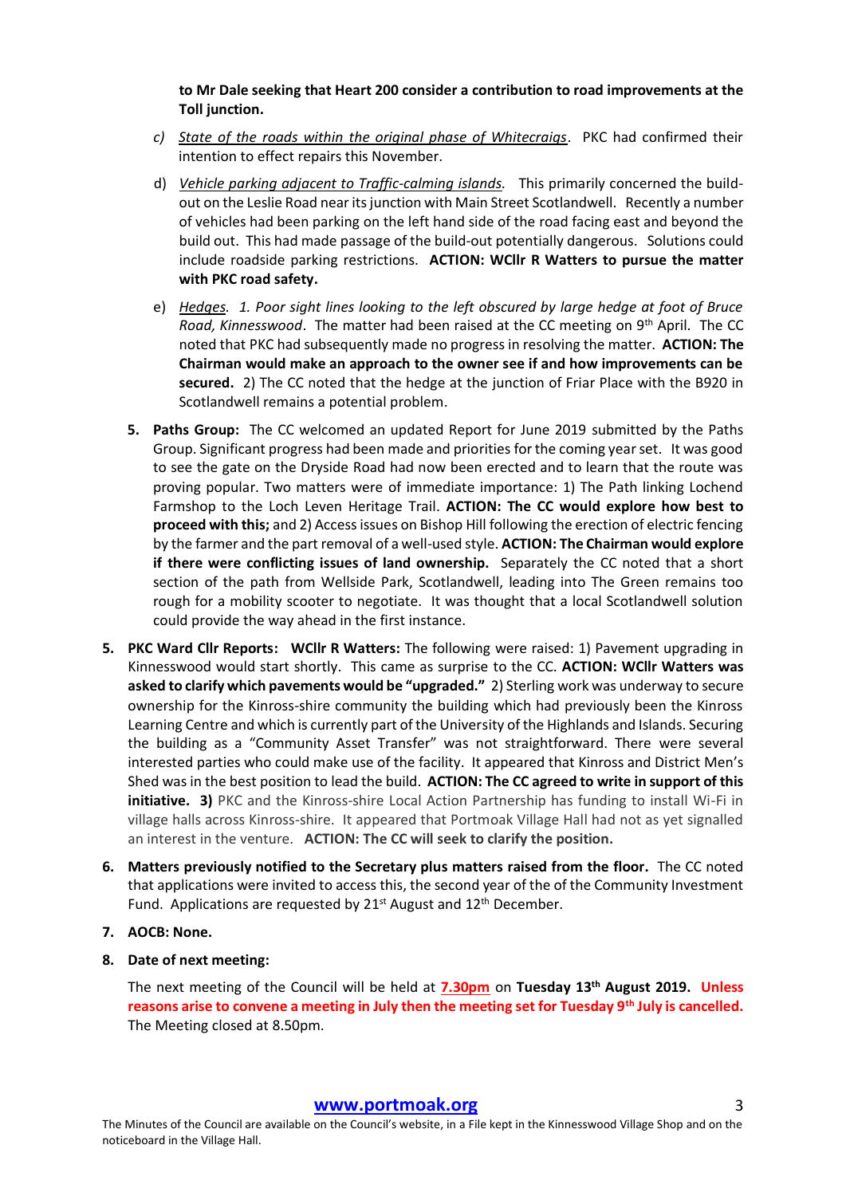**to Mr Dale seeking that Heart 200 consider a contribution to road improvements at the Toll junction.**

c) *State of the roads within the original phase of Whitecraigs*. PKC had confirmed their intention to effect repairs this November.

d) *Vehicle parking adjacent to Traffic-calming islands.* This primarily concerned the build-out on the Leslie Road near its junction with Main Street Scotlandwell. Recently a number of vehicles had been parking on the left hand side of the road facing east and beyond the build out. This had made passage of the build-out potentially dangerous. Solutions could include roadside parking restrictions. **ACTION: WCllr R Watters to pursue the matter with PKC road safety.**

e) *Hedges. 1. Poor sight lines looking to the left obscured by large hedge at foot of Bruce Road, Kinnesswood*. The matter had been raised at the CC meeting on 9th April. The CC noted that PKC had subsequently made no progress in resolving the matter. **ACTION: The Chairman would make an approach to the owner see if and how improvements can be secured.** 2) The CC noted that the hedge at the junction of Friar Place with the B920 in Scotlandwell remains a potential problem.

**5. Paths Group:** The CC welcomed an updated Report for June 2019 submitted by the Paths Group. Significant progress had been made and priorities for the coming year set. It was good to see the gate on the Dryside Road had now been erected and to learn that the route was proving popular. Two matters were of immediate importance: 1) The Path linking Lochend Farmshop to the Loch Leven Heritage Trail. **ACTION: The CC would explore how best to proceed with this;** and 2) Access issues on Bishop Hill following the erection of electric fencing by the farmer and the part removal of a well-used style. **ACTION: The Chairman would explore if there were conflicting issues of land ownership.** Separately the CC noted that a short section of the path from Wellside Park, Scotlandwell, leading into The Green remains too rough for a mobility scooter to negotiate. It was thought that a local Scotlandwell solution could provide the way ahead in the first instance.

**5. PKC Ward Cllr Reports: WCllr R Watters:** The following were raised: 1) Pavement upgrading in Kinnesswood would start shortly. This came as surprise to the CC. **ACTION: WCllr Watters was asked to clarify which pavements would be "upgraded."** 2) Sterling work was underway to secure ownership for the Kinross-shire community the building which had previously been the Kinross Learning Centre and which is currently part of the University of the Highlands and Islands. Securing the building as a "Community Asset Transfer" was not straightforward. There were several interested parties who could make use of the facility. It appeared that Kinross and District Men's Shed was in the best position to lead the build. **ACTION: The CC agreed to write in support of this initiative. 3)** PKC and the Kinross-shire Local Action Partnership has funding to install Wi-Fi in village halls across Kinross-shire. It appeared that Portmoak Village Hall had not as yet signalled an interest in the venture. **ACTION: The CC will seek to clarify the position.**

**6. Matters previously notified to the Secretary plus matters raised from the floor.** The CC noted that applications were invited to access this, the second year of the of the Community Investment Fund. Applications are requested by 21st August and 12th December.

**7. AOCB: None.**

**8. Date of next meeting:**

The next meeting of the Council will be held at **7.30pm** on **Tuesday 13th August 2019. Unless reasons arise to convene a meeting in July then the meeting set for Tuesday 9th July is cancelled.** The Meeting closed at 8.50pm.

**www.portmoak.org**

The Minutes of the Council are available on the Council's website, in a File kept in the Kinnesswood Village Shop and on the noticeboard in the Village Hall.